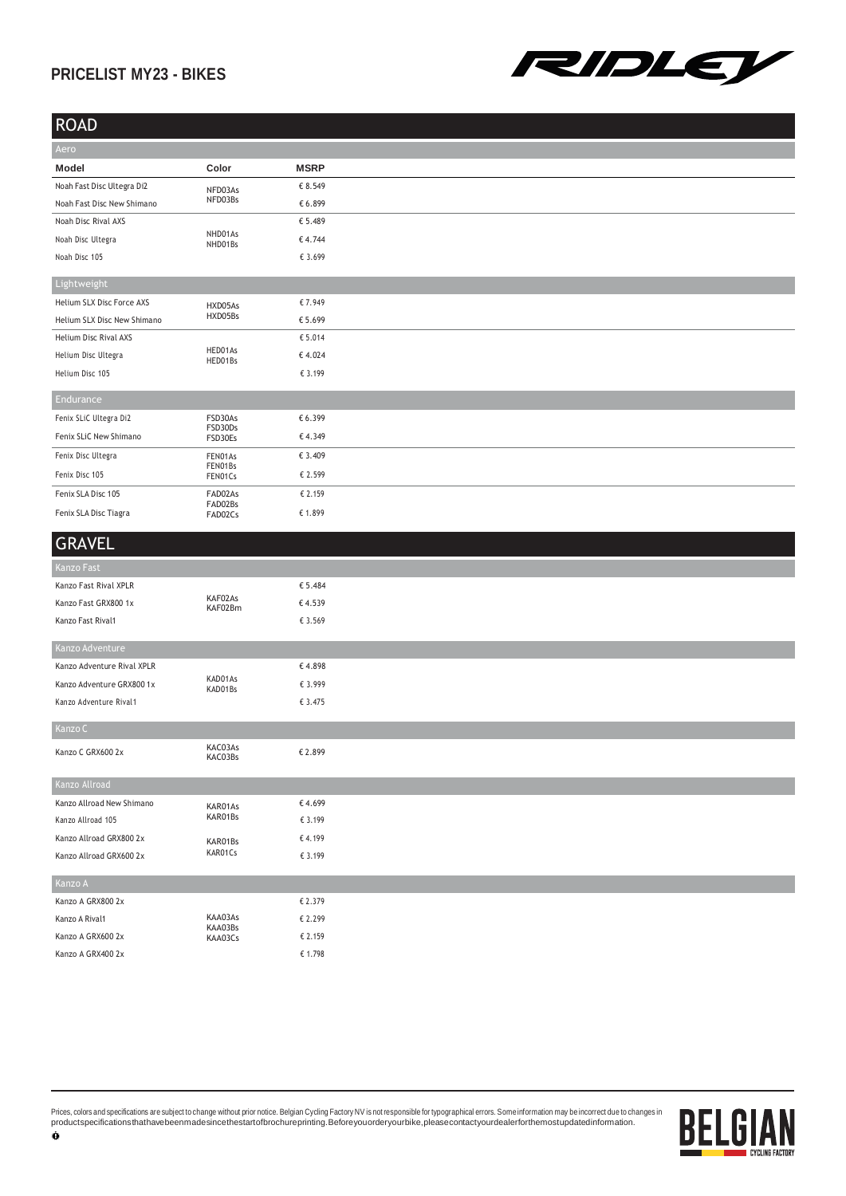## PRICELIST MY23 - BIKES

RIDLEY

# ROAD

### Aero

| Model | Color | MSRP |
|---|---|---|
| Noah Fast Disc Ultegra Di2 | NFD03As NFD03Bs | € 8.549 |
| Noah Fast Disc New Shimano | | € 6.899 |
| Noah Disc Rival AXS | NHD01As NHD01Bs | € 5.489 |
| Noah Disc Ultegra | | € 4.744 |
| Noah Disc 105 | | € 3.699 |

### Lightweight

| Model | Color | MSRP |
|---|---|---|
| Helium SLX Disc Force AXS | HXD05As HXD05Bs | € 7.949 |
| Helium SLX Disc New Shimano | | € 5.699 |
| Helium Disc Rival AXS | HED01As HED01Bs | € 5.014 |
| Helium Disc Ultegra | | € 4.024 |
| Helium Disc 105 | | € 3.199 |

### Endurance

| Model | Color | MSRP |
|---|---|---|
| Fenix SLiC Ultegra Di2 | FSD30As FSD30Ds FSD30Es | € 6.399 |
| Fenix SLiC New Shimano | | € 4.349 |
| Fenix Disc Ultegra | FEN01As FEN01Bs FEN01Cs | € 3.409 |
| Fenix Disc 105 | | € 2.599 |
| Fenix SLA Disc 105 | FAD02As FAD02Bs FAD02Cs | € 2.159 |
| Fenix SLA Disc Tiagra | | € 1.899 |

# GRAVEL

### Kanzo Fast

| Model | Color | MSRP |
|---|---|---|
| Kanzo Fast Rival XPLR | KAF02As KAF02Bm | € 5.484 |
| Kanzo Fast GRX800 1x | | € 4.539 |
| Kanzo Fast Rival1 | | € 3.569 |

### Kanzo Adventure

| Model | Color | MSRP |
|---|---|---|
| Kanzo Adventure Rival XPLR | KAD01As KAD01Bs | € 4.898 |
| Kanzo Adventure GRX800 1x | | € 3.999 |
| Kanzo Adventure Rival1 | | € 3.475 |

### Kanzo C

| Model | Color | MSRP |
|---|---|---|
| Kanzo C GRX600 2x | KAC03As KAC03Bs | € 2.899 |

### Kanzo Allroad

| Model | Color | MSRP |
|---|---|---|
| Kanzo Allroad New Shimano | KAR01As KAR01Bs | € 4.699 |
| Kanzo Allroad 105 | | € 3.199 |
| Kanzo Allroad GRX800 2x | KAR01Bs KAR01Cs | € 4.199 |
| Kanzo Allroad GRX600 2x | | € 3.199 |

### Kanzo A

| Model | Color | MSRP |
|---|---|---|
| Kanzo A GRX800 2x | KAA03As KAA03Bs KAA03Cs | € 2.379 |
| Kanzo A Rival1 | | € 2.299 |
| Kanzo A GRX600 2x | | € 2.159 |
| Kanzo A GRX400 2x | | € 1.798 |

Prices, colors and specifications are subject to change without prior notice. Belgian Cycling Factory NV is not responsible for typographical errors. Some information may be incorrect due to changes in product specifications that have been made since the start of brochure printing. Before you order your bike, please contact your dealer for the most updated information.

BELGIAN CYCLING FACTORY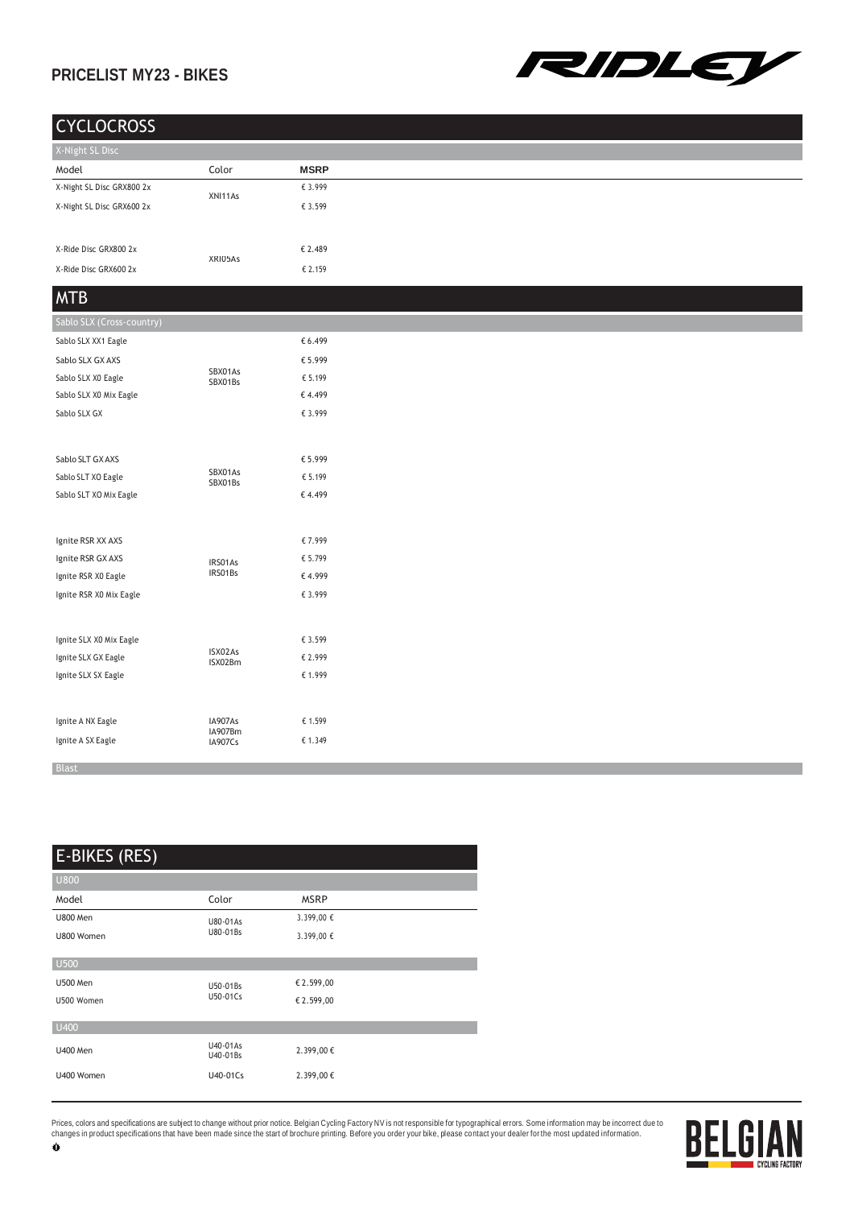## PRICELIST MY23 - BIKES

# CYCLOCROSS

### X-Night SL Disc

| Model | Color | MSRP |
|---|---|---|
| X-Night SL Disc GRX800 2x | XNI11As | € 3.999 |
| X-Night SL Disc GRX600 2x | | € 3.599 |
| | | |
| X-Ride Disc GRX800 2x | XRI05As | € 2.489 |
| X-Ride Disc GRX600 2x | | € 2.159 |

# MTB

### Sablo SLX (Cross-country)

| | | |
|---|---|---|
| Sablo SLX XX1 Eagle | SBX01As SBX01Bs | € 6.499 |
| Sablo SLX GX AXS | | € 5.999 |
| Sablo SLX X0 Eagle | | € 5.199 |
| Sablo SLX X0 Mix Eagle | | € 4.499 |
| Sablo SLX GX | | € 3.999 |
| | | |
| Sablo SLT GX AXS | SBX01As SBX01Bs | € 5.999 |
| Sablo SLT XO Eagle | | € 5.199 |
| Sablo SLT XO Mix Eagle | | € 4.499 |
| | | |
| Ignite RSR XX AXS | IRS01As IRS01Bs | € 7.999 |
| Ignite RSR GX AXS | | € 5.799 |
| Ignite RSR X0 Eagle | | € 4.999 |
| Ignite RSR X0 Mix Eagle | | € 3.999 |
| | | |
| Ignite SLX X0 Mix Eagle | ISX02As ISX02Bm | € 3.599 |
| Ignite SLX GX Eagle | | € 2.999 |
| Ignite SLX SX Eagle | | € 1.999 |
| | | |
| Ignite A NX Eagle | IA907As IA907Bm IA907Cs | € 1.599 |
| Ignite A SX Eagle | | € 1.349 |

### Blast

# E-BIKES (RES)

### U800

| Model | Color | MSRP |
|---|---|---|
| U800 Men | U80-01As U80-01Bs | 3.399,00 € |
| U800 Women | | 3.399,00 € |

### U500

| | | |
|---|---|---|
| U500 Men | U50-01Bs U50-01Cs | € 2.599,00 |
| U500 Women | | € 2.599,00 |

### U400

| | | |
|---|---|---|
| U400 Men | U40-01As U40-01Bs | 2.399,00 € |
| U400 Women | U40-01Cs | 2.399,00 € |

Prices, colors and specifications are subject to change without prior notice. Belgian Cycling Factory NV is not responsible for typographical errors. Some information may be incorrect due to changes in product specifications that have been made since the start of brochure printing. Before you order your bike, please contact your dealer for the most updated information.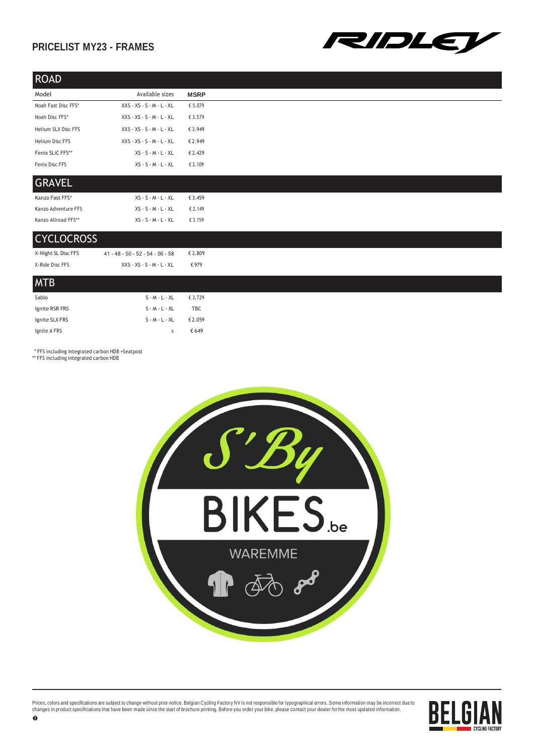# PRICELIST MY23 - FRAMES

## ROAD

| Model | Available sizes | MSRP |
|---|---|---|
| Noah Fast Disc FFS* | XXS - XS - S - M - L - XL | € 5.079 |
| Noah Disc FFS* | XXS - XS - S - M - L - XL | € 3.579 |
| Helium SLX Disc FFS | XXS - XS - S - M - L - XL | € 3.949 |
| Helium Disc FFS | XXS - XS - S - M - L - XL | € 2.949 |
| Fenix SLiC FFS** | XS - S - M - L - XL | € 2.429 |
| Fenix Disc FFS | XS - S - M - L - XL | € 2.109 |

## GRAVEL

| Model | Available sizes | MSRP |
|---|---|---|
| Kanzo Fast FFS* | XS - S - M - L - XL | € 3.459 |
| Kanzo Adventure FFS | XS - S - M - L - XL | € 2.149 |
| Kanzo Allroad FFS** | XS - S - M - L - XL | € 3.159 |

## CYCLOCROSS

| Model | Available sizes | MSRP |
|---|---|---|
| X-Night SL Disc FFS | 41 - 48 - 50 - 52 - 54 - 56 - 58 | € 2.809 |
| X-Ride Disc FFS | XXS - XS - S - M - L - XL | € 979 |

## MTB

| Model | Available sizes | MSRP |
|---|---|---|
| Sablo | S - M - L - XL | € 3.729 |
| Ignite RSR FRS | S - M - L - XL | TBC |
| Ignite SLX FRS | S - M - L - XL | € 2.059 |
| Ignite A FRS | x | € 649 |

\* FFS including integrated carbon HDB +Seatpost
** FFS including integrated carbon HDB

S'By BIKES.be
WAREMME

Prices, colors and specifications are subject to change without prior notice. Belgian Cycling Factory NV is not responsible for typographical errors. Some information may be incorrect due to changes in product specifications that have been made since the start of brochure printing. Before you order your bike, please contact your dealer for the most updated information.